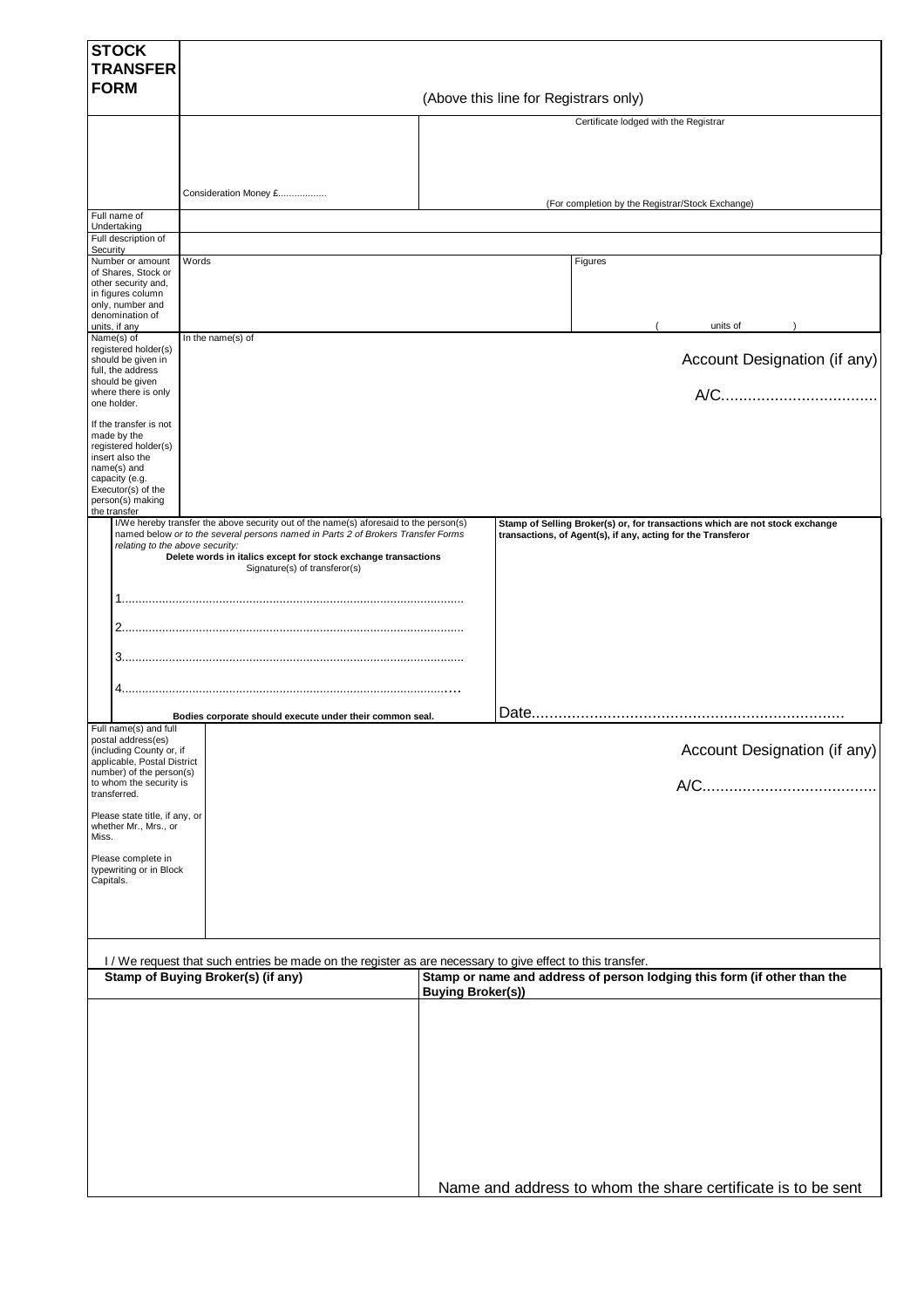# STOCK TRANSFER FORM

(Above this line for Registrars only)

| | | Certificate lodged with the Registrar |
|---|---|---|
| | Consideration Money £................. | (For completion by the Registrar/Stock Exchange) |
| Full name of Undertaking | | |
| Full description of Security | | |
| Number or amount of Shares, Stock or other security and, in figures column only, number and denomination of units, if any | Words | Figures<br><br>( units of ) |
| Name(s) of registered holder(s) should be given in full, the address should be given where there is only one holder.<br><br>If the transfer is not made by the registered holder(s) insert also the name(s) and capacity (e.g. Executor(s) of the person(s) making the transfer | In the name(s) of | Account Designation (if any)<br><br>A/C.................................... |

| I/We hereby transfer the above security out of the name(s) aforesaid to the person(s) named below *or to the several persons named in Parts 2 of Brokers Transfer Forms relating to the above security:*<br>**Delete words in italics except for stock exchange transactions**<br>Signature(s) of transferor(s)<br><br>1...................................................................................................<br><br>2...................................................................................................<br><br>3...................................................................................................<br><br>4...................................................................................................<br><br>**Bodies corporate should execute under their common seal.** | **Stamp of Selling Broker(s) or, for transactions which are not stock exchange transactions, of Agent(s), if any, acting for the Transferor**<br><br>Date...................................................................... |
|---|---|

| Full name(s) and full postal address(es) (including County or, if applicable, Postal District number) of the person(s) to whom the security is transferred.<br><br>Please state title, if any, or whether Mr., Mrs., or Miss.<br><br>Please complete in typewriting or in Block Capitals. | Account Designation (if any)<br><br>A/C....................................... |
|---|---|

I / We request that such entries be made on the register as are necessary to give effect to this transfer.

| **Stamp of Buying Broker(s) (if any)** | **Stamp or name and address of person lodging this form (if other than the Buying Broker(s))** |
|---|---|
| | Name and address to whom the share certificate is to be sent |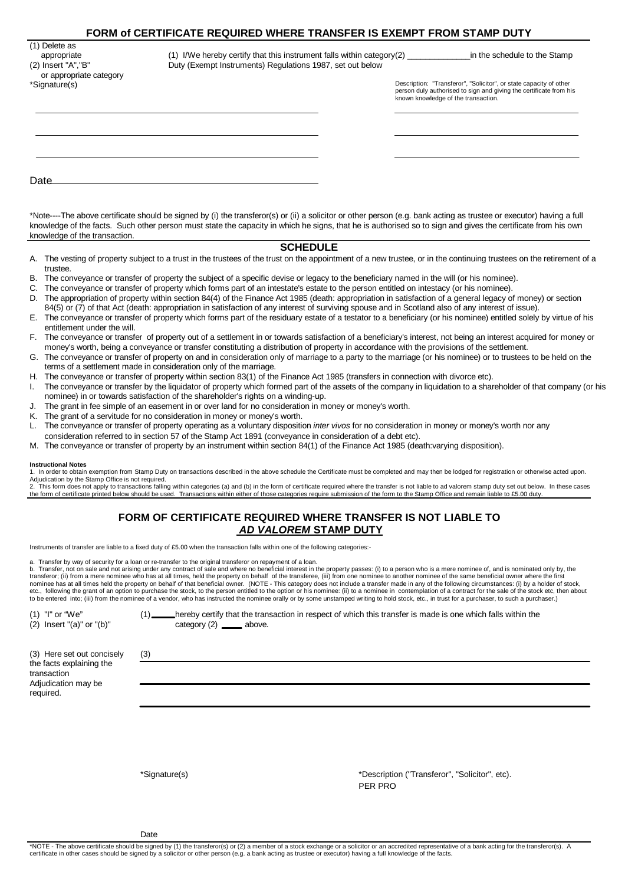## FORM of CERTIFICATE REQUIRED WHERE TRANSFER IS EXEMPT FROM STAMP DUTY

(1) Delete as appropriate
(2) Insert "A","B" or appropriate category
*Signature(s)

(1) I/We hereby certify that this instrument falls within category(2) _____________in the schedule to the Stamp Duty (Exempt Instruments) Regulations 1987, set out below

Description: "Transferor", "Solicitor", or state capacity of other person duly authorised to sign and giving the certificate from his known knowledge of the transaction.

_______________________________________ _______________________________

_______________________________________ _______________________________

_______________________________________ _______________________________

Date_______________________________________

*Note----The above certificate should be signed by (i) the transferor(s) or (ii) a solicitor or other person (e.g. bank acting as trustee or executor) having a full knowledge of the facts. Such other person must state the capacity in which he signs, that he is authorised so to sign and gives the certificate from his own knowledge of the transaction.

### SCHEDULE

A. The vesting of property subject to a trust in the trustees of the trust on the appointment of a new trustee, or in the continuing trustees on the retirement of a trustee.
B. The conveyance or transfer of property the subject of a specific devise or legacy to the beneficiary named in the will (or his nominee).
C. The conveyance or transfer of property which forms part of an intestate's estate to the person entitled on intestacy (or his nominee).
D. The appropriation of property within section 84(4) of the Finance Act 1985 (death: appropriation in satisfaction of a general legacy of money) or section 84(5) or (7) of that Act (death: appropriation in satisfaction of any interest of surviving spouse and in Scotland also of any interest of issue).
E. The conveyance or transfer of property which forms part of the residuary estate of a testator to a beneficiary (or his nominee) entitled solely by virtue of his entitlement under the will.
F. The conveyance or transfer of property out of a settlement in or towards satisfaction of a beneficiary's interest, not being an interest acquired for money or money's worth, being a conveyance or transfer constituting a distribution of property in accordance with the provisions of the settlement.
G. The conveyance or transfer of property on and in consideration only of marriage to a party to the marriage (or his nominee) or to trustees to be held on the terms of a settlement made in consideration only of the marriage.
H. The conveyance or transfer of property within section 83(1) of the Finance Act 1985 (transfers in connection with divorce etc).
I. The conveyance or transfer by the liquidator of property which formed part of the assets of the company in liquidation to a shareholder of that company (or his nominee) in or towards satisfaction of the shareholder's rights on a winding-up.
J. The grant in fee simple of an easement in or over land for no consideration in money or money's worth.
K. The grant of a servitude for no consideration in money or money's worth.
L. The conveyance or transfer of property operating as a voluntary disposition *inter vivos* for no consideration in money or money's worth nor any consideration referred to in section 57 of the Stamp Act 1891 (conveyance in consideration of a debt etc).
M. The conveyance or transfer of property by an instrument within section 84(1) of the Finance Act 1985 (death:varying disposition).

**Instructional Notes**
1. In order to obtain exemption from Stamp Duty on transactions described in the above schedule the Certificate must be completed and may then be lodged for registration or otherwise acted upon. Adjudication by the Stamp Office is not required.
2. This form does not apply to transactions falling within categories (a) and (b) in the form of certificate required where the transfer is not liable to ad valorem stamp duty set out below. In these cases the form of certificate printed below should be used. Transactions within either of those categories require submission of the form to the Stamp Office and remain liable to £5.00 duty.

## FORM OF CERTIFICATE REQUIRED WHERE TRANSFER IS NOT LIABLE TO *AD VALOREM* STAMP DUTY

Instruments of transfer are liable to a fixed duty of £5.00 when the transaction falls within one of the following categories:-

a. Transfer by way of security for a loan or re-transfer to the original transferor on repayment of a loan.
b. Transfer, not on sale and not arising under any contract of sale and where no beneficial interest in the property passes: (i) to a person who is a mere nominee of, and is nominated only by, the transferor; (ii) from a mere nominee who has at all times, held the property on behalf of the transferee, (iii) from one nominee to another nominee of the same beneficial owner where the first nominee has at all times held the property on behalf of that beneficial owner. (NOTE - This category does not include a transfer made in any of the following circumstances: (i) by a holder of stock, etc., following the grant of an option to purchase the stock, to the person entitled to the option or his nominee: (ii) to a nominee in contemplation of a contract for the sale of the stock etc, then about to be entered into; (iii) from the nominee of a vendor, who has instructed the nominee orally or by some unstamped writing to hold stock, etc., in trust for a purchaser, to such a purchaser.)

(1) "I" or "We"
(2) Insert "(a)" or "(b)"

(1)_____hereby certify that the transaction in respect of which this transfer is made is one which falls within the category (2) _____ above.

(3) Here set out concisely the facts explaining the transaction
Adjudication may be required.

(3) _______________________________________________

_______________________________________________

_______________________________________________

*Signature(s)

*Description ("Transferor", "Solicitor", etc).
PER PRO

Date

*NOTE - The above certificate should be signed by (1) the transferor(s) or (2) a member of a stock exchange or a solicitor or an accredited representative of a bank acting for the transferor(s). A certificate in other cases should be signed by a solicitor or other person (e.g. a bank acting as trustee or executor) having a full knowledge of the facts.